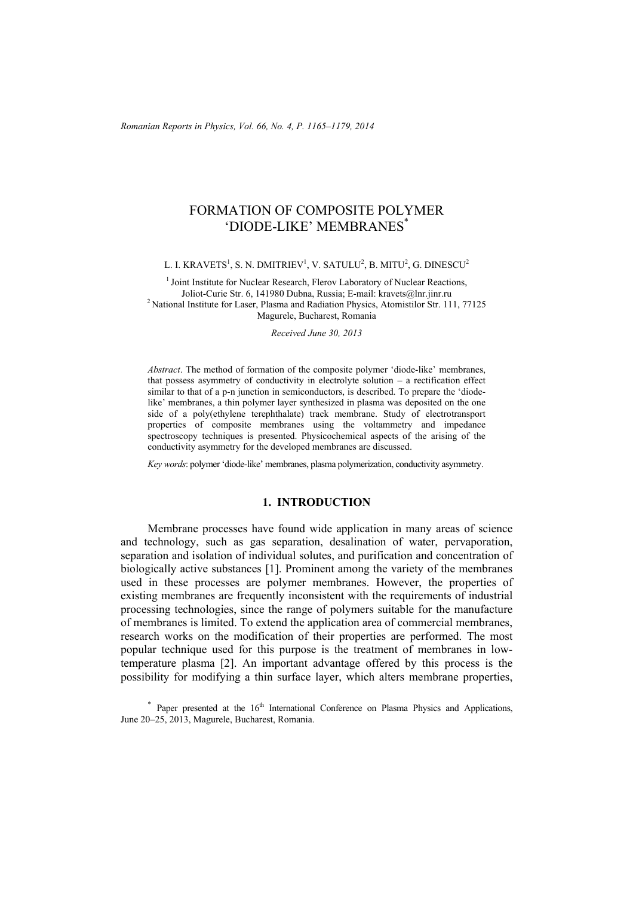# FORMATION OF COMPOSITE POLYMER 'DIODE-LIKE' MEMBRANES*

L. I. KRAVETS[1], S. N. DMITRIEV[1], V. SATULU[2], B. MITU[2], G. DINESCU[2]

[1] Joint Institute for Nuclear Research, Flerov Laboratory of Nuclear Reactions, Joliot-Curie Str. 6, 141980 Dubna, Russia; E-mail: kravets@lnr.jinr.ru
[2] National Institute for Laser, Plasma and Radiation Physics, Atomistilor Str. 111, 77125 Magurele, Bucharest, Romania

*Received June 30, 2013*

*Abstract*. The method of formation of the composite polymer 'diode-like' membranes, that possess asymmetry of conductivity in electrolyte solution – a rectification effect similar to that of a p-n junction in semiconductors, is described. To prepare the 'diode-like' membranes, a thin polymer layer synthesized in plasma was deposited on the one side of a poly(ethylene terephthalate) track membrane. Study of electrotransport properties of composite membranes using the voltammetry and impedance spectroscopy techniques is presented. Physicochemical aspects of the arising of the conductivity asymmetry for the developed membranes are discussed.

*Key words*: polymer 'diode-like' membranes, plasma polymerization, conductivity asymmetry.

## 1. INTRODUCTION

Membrane processes have found wide application in many areas of science and technology, such as gas separation, desalination of water, pervaporation, separation and isolation of individual solutes, and purification and concentration of biologically active substances [1]. Prominent among the variety of the membranes used in these processes are polymer membranes. However, the properties of existing membranes are frequently inconsistent with the requirements of industrial processing technologies, since the range of polymers suitable for the manufacture of membranes is limited. To extend the application area of commercial membranes, research works on the modification of their properties are performed. The most popular technique used for this purpose is the treatment of membranes in low-temperature plasma [2]. An important advantage offered by this process is the possibility for modifying a thin surface layer, which alters membrane properties,

* Paper presented at the 16th International Conference on Plasma Physics and Applications, June 20–25, 2013, Magurele, Bucharest, Romania.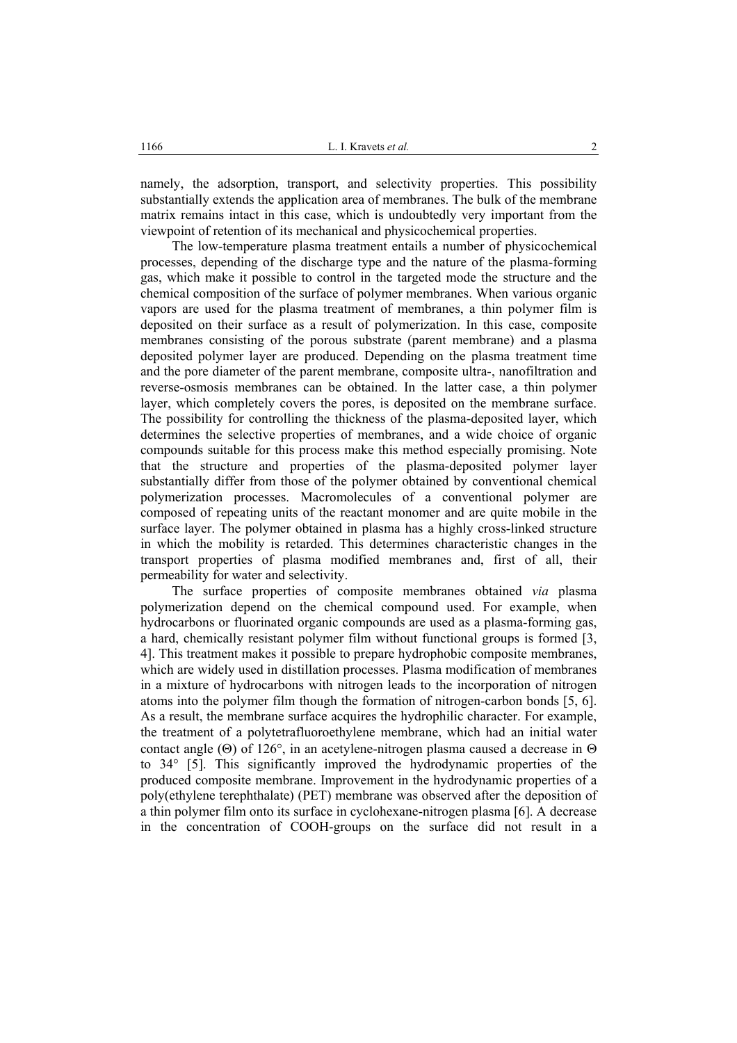namely, the adsorption, transport, and selectivity properties. This possibility substantially extends the application area of membranes. The bulk of the membrane matrix remains intact in this case, which is undoubtedly very important from the viewpoint of retention of its mechanical and physicochemical properties.

The low-temperature plasma treatment entails a number of physicochemical processes, depending of the discharge type and the nature of the plasma-forming gas, which make it possible to control in the targeted mode the structure and the chemical composition of the surface of polymer membranes. When various organic vapors are used for the plasma treatment of membranes, a thin polymer film is deposited on their surface as a result of polymerization. In this case, composite membranes consisting of the porous substrate (parent membrane) and a plasma deposited polymer layer are produced. Depending on the plasma treatment time and the pore diameter of the parent membrane, composite ultra-, nanofiltration and reverse-osmosis membranes can be obtained. In the latter case, a thin polymer layer, which completely covers the pores, is deposited on the membrane surface. The possibility for controlling the thickness of the plasma-deposited layer, which determines the selective properties of membranes, and a wide choice of organic compounds suitable for this process make this method especially promising. Note that the structure and properties of the plasma-deposited polymer layer substantially differ from those of the polymer obtained by conventional chemical polymerization processes. Macromolecules of a conventional polymer are composed of repeating units of the reactant monomer and are quite mobile in the surface layer. The polymer obtained in plasma has a highly cross-linked structure in which the mobility is retarded. This determines characteristic changes in the transport properties of plasma modified membranes and, first of all, their permeability for water and selectivity.

The surface properties of composite membranes obtained *via* plasma polymerization depend on the chemical compound used. For example, when hydrocarbons or fluorinated organic compounds are used as a plasma-forming gas, a hard, chemically resistant polymer film without functional groups is formed [3, 4]. This treatment makes it possible to prepare hydrophobic composite membranes, which are widely used in distillation processes. Plasma modification of membranes in a mixture of hydrocarbons with nitrogen leads to the incorporation of nitrogen atoms into the polymer film though the formation of nitrogen-carbon bonds [5, 6]. As a result, the membrane surface acquires the hydrophilic character. For example, the treatment of a polytetrafluoroethylene membrane, which had an initial water contact angle ($\Theta$) of 126°, in an acetylene-nitrogen plasma caused a decrease in $\Theta$ to 34° [5]. This significantly improved the hydrodynamic properties of the produced composite membrane. Improvement in the hydrodynamic properties of a poly(ethylene terephthalate) (PET) membrane was observed after the deposition of a thin polymer film onto its surface in cyclohexane-nitrogen plasma [6]. A decrease in the concentration of COOH-groups on the surface did not result in a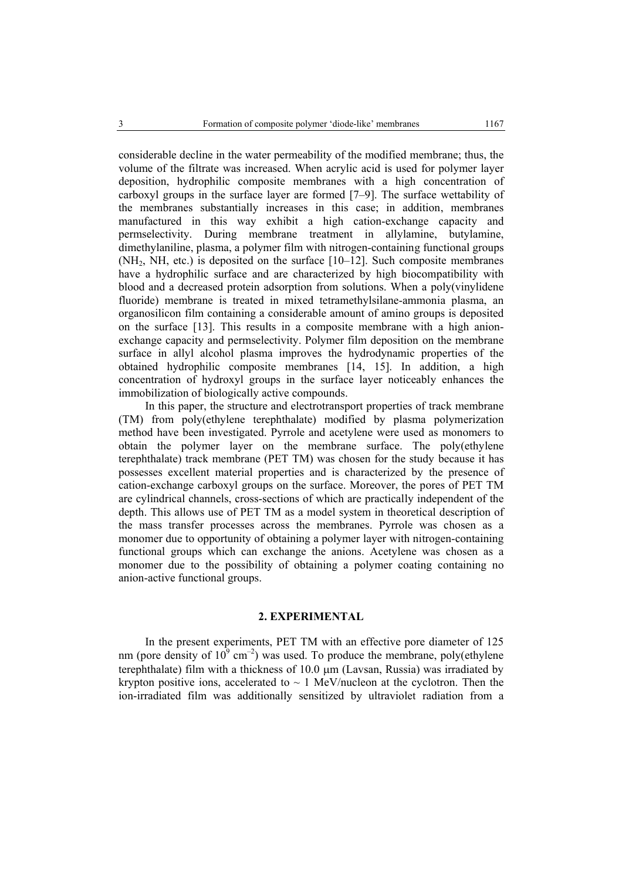considerable decline in the water permeability of the modified membrane; thus, the volume of the filtrate was increased. When acrylic acid is used for polymer layer deposition, hydrophilic composite membranes with a high concentration of carboxyl groups in the surface layer are formed [7–9]. The surface wettability of the membranes substantially increases in this case; in addition, membranes manufactured in this way exhibit a high cation-exchange capacity and permselectivity. During membrane treatment in allylamine, butylamine, dimethylaniline, plasma, a polymer film with nitrogen-containing functional groups ($NH_2$, NH, etc.) is deposited on the surface [10–12]. Such composite membranes have a hydrophilic surface and are characterized by high biocompatibility with blood and a decreased protein adsorption from solutions. When a poly(vinylidene fluoride) membrane is treated in mixed tetramethylsilane-ammonia plasma, an organosilicon film containing a considerable amount of amino groups is deposited on the surface [13]. This results in a composite membrane with a high anion-exchange capacity and permselectivity. Polymer film deposition on the membrane surface in allyl alcohol plasma improves the hydrodynamic properties of the obtained hydrophilic composite membranes [14, 15]. In addition, a high concentration of hydroxyl groups in the surface layer noticeably enhances the immobilization of biologically active compounds.

In this paper, the structure and electrotransport properties of track membrane (TM) from poly(ethylene terephthalate) modified by plasma polymerization method have been investigated. Pyrrole and acetylene were used as monomers to obtain the polymer layer on the membrane surface. The poly(ethylene terephthalate) track membrane (PET TM) was chosen for the study because it has possesses excellent material properties and is characterized by the presence of cation-exchange carboxyl groups on the surface. Moreover, the pores of PET TM are cylindrical channels, cross-sections of which are practically independent of the depth. This allows use of PET TM as a model system in theoretical description of the mass transfer processes across the membranes. Pyrrole was chosen as a monomer due to opportunity of obtaining a polymer layer with nitrogen-containing functional groups which can exchange the anions. Acetylene was chosen as a monomer due to the possibility of obtaining a polymer coating containing no anion-active functional groups.

## 2. EXPERIMENTAL

In the present experiments, PET TM with an effective pore diameter of 125 nm (pore density of $10^9$ cm$^{-2}$) was used. To produce the membrane, poly(ethylene terephthalate) film with a thickness of 10.0 μm (Lavsan, Russia) was irradiated by krypton positive ions, accelerated to ~ 1 MeV/nucleon at the cyclotron. Then the ion-irradiated film was additionally sensitized by ultraviolet radiation from a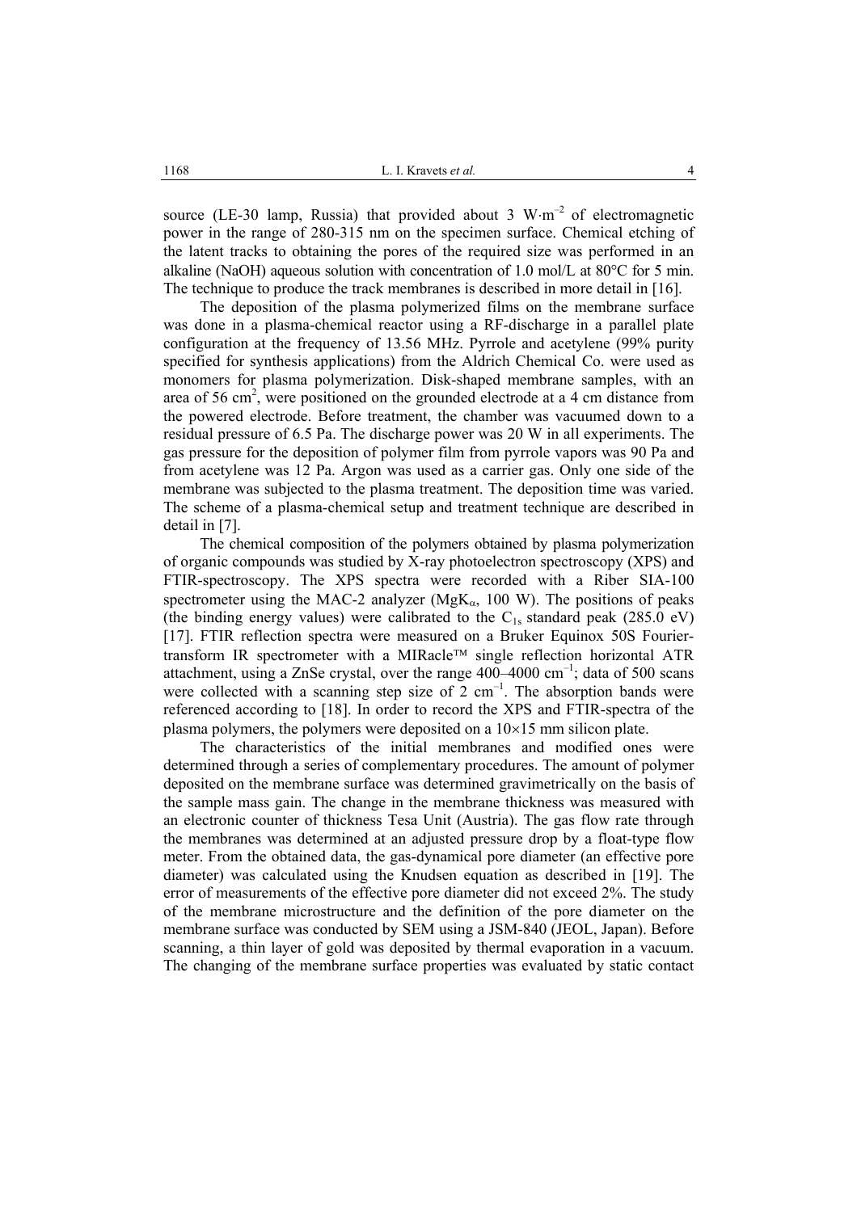source (LE-30 lamp, Russia) that provided about 3 $W \cdot m^{-2}$ of electromagnetic power in the range of 280-315 nm on the specimen surface. Chemical etching of the latent tracks to obtaining the pores of the required size was performed in an alkaline (NaOH) aqueous solution with concentration of 1.0 mol/L at 80°C for 5 min. The technique to produce the track membranes is described in more detail in [16].

The deposition of the plasma polymerized films on the membrane surface was done in a plasma-chemical reactor using a RF-discharge in a parallel plate configuration at the frequency of 13.56 MHz. Pyrrole and acetylene (99% purity specified for synthesis applications) from the Aldrich Chemical Co. were used as monomers for plasma polymerization. Disk-shaped membrane samples, with an area of 56 $cm^2$, were positioned on the grounded electrode at a 4 cm distance from the powered electrode. Before treatment, the chamber was vacuumed down to a residual pressure of 6.5 Pa. The discharge power was 20 W in all experiments. The gas pressure for the deposition of polymer film from pyrrole vapors was 90 Pa and from acetylene was 12 Pa. Argon was used as a carrier gas. Only one side of the membrane was subjected to the plasma treatment. The deposition time was varied. The scheme of a plasma-chemical setup and treatment technique are described in detail in [7].

The chemical composition of the polymers obtained by plasma polymerization of organic compounds was studied by X-ray photoelectron spectroscopy (XPS) and FTIR-spectroscopy. The XPS spectra were recorded with a Riber SIA-100 spectrometer using the MAC-2 analyzer ($MgK_{\alpha}$, 100 W). The positions of peaks (the binding energy values) were calibrated to the $C_{1s}$ standard peak (285.0 eV) [17]. FTIR reflection spectra were measured on a Bruker Equinox 50S Fourier-transform IR spectrometer with a MIRacle™ single reflection horizontal ATR attachment, using a ZnSe crystal, over the range 400–4000 $cm^{-1}$; data of 500 scans were collected with a scanning step size of 2 $cm^{-1}$. The absorption bands were referenced according to [18]. In order to record the XPS and FTIR-spectra of the plasma polymers, the polymers were deposited on a 10×15 mm silicon plate.

The characteristics of the initial membranes and modified ones were determined through a series of complementary procedures. The amount of polymer deposited on the membrane surface was determined gravimetrically on the basis of the sample mass gain. The change in the membrane thickness was measured with an electronic counter of thickness Tesa Unit (Austria). The gas flow rate through the membranes was determined at an adjusted pressure drop by a float-type flow meter. From the obtained data, the gas-dynamical pore diameter (an effective pore diameter) was calculated using the Knudsen equation as described in [19]. The error of measurements of the effective pore diameter did not exceed 2%. The study of the membrane microstructure and the definition of the pore diameter on the membrane surface was conducted by SEM using a JSM-840 (JEOL, Japan). Before scanning, a thin layer of gold was deposited by thermal evaporation in a vacuum. The changing of the membrane surface properties was evaluated by static contact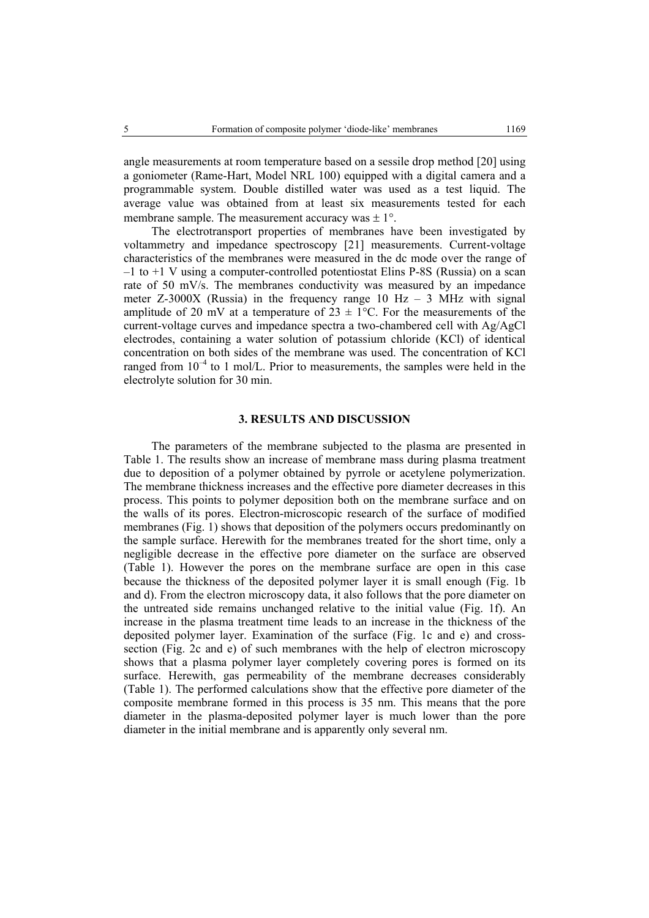angle measurements at room temperature based on a sessile drop method [20] using a goniometer (Rame-Hart, Model NRL 100) equipped with a digital camera and a programmable system. Double distilled water was used as a test liquid. The average value was obtained from at least six measurements tested for each membrane sample. The measurement accuracy was $\pm 1°$.

The electrotransport properties of membranes have been investigated by voltammetry and impedance spectroscopy [21] measurements. Current-voltage characteristics of the membranes were measured in the dc mode over the range of –1 to +1 V using a computer-controlled potentiostat Elins P-8S (Russia) on a scan rate of 50 mV/s. The membranes conductivity was measured by an impedance meter Z-3000X (Russia) in the frequency range 10 Hz – 3 MHz with signal amplitude of 20 mV at a temperature of $23 \pm 1$°C. For the measurements of the current-voltage curves and impedance spectra a two-chambered cell with Ag/AgCl electrodes, containing a water solution of potassium chloride (KCl) of identical concentration on both sides of the membrane was used. The concentration of KCl ranged from $10^{-4}$ to 1 mol/L. Prior to measurements, the samples were held in the electrolyte solution for 30 min.

## 3. RESULTS AND DISCUSSION

The parameters of the membrane subjected to the plasma are presented in Table 1. The results show an increase of membrane mass during plasma treatment due to deposition of a polymer obtained by pyrrole or acetylene polymerization. The membrane thickness increases and the effective pore diameter decreases in this process. This points to polymer deposition both on the membrane surface and on the walls of its pores. Electron-microscopic research of the surface of modified membranes (Fig. 1) shows that deposition of the polymers occurs predominantly on the sample surface. Herewith for the membranes treated for the short time, only a negligible decrease in the effective pore diameter on the surface are observed (Table 1). However the pores on the membrane surface are open in this case because the thickness of the deposited polymer layer it is small enough (Fig. 1b and d). From the electron microscopy data, it also follows that the pore diameter on the untreated side remains unchanged relative to the initial value (Fig. 1f). An increase in the plasma treatment time leads to an increase in the thickness of the deposited polymer layer. Examination of the surface (Fig. 1c and e) and cross-section (Fig. 2c and e) of such membranes with the help of electron microscopy shows that a plasma polymer layer completely covering pores is formed on its surface. Herewith, gas permeability of the membrane decreases considerably (Table 1). The performed calculations show that the effective pore diameter of the composite membrane formed in this process is 35 nm. This means that the pore diameter in the plasma-deposited polymer layer is much lower than the pore diameter in the initial membrane and is apparently only several nm.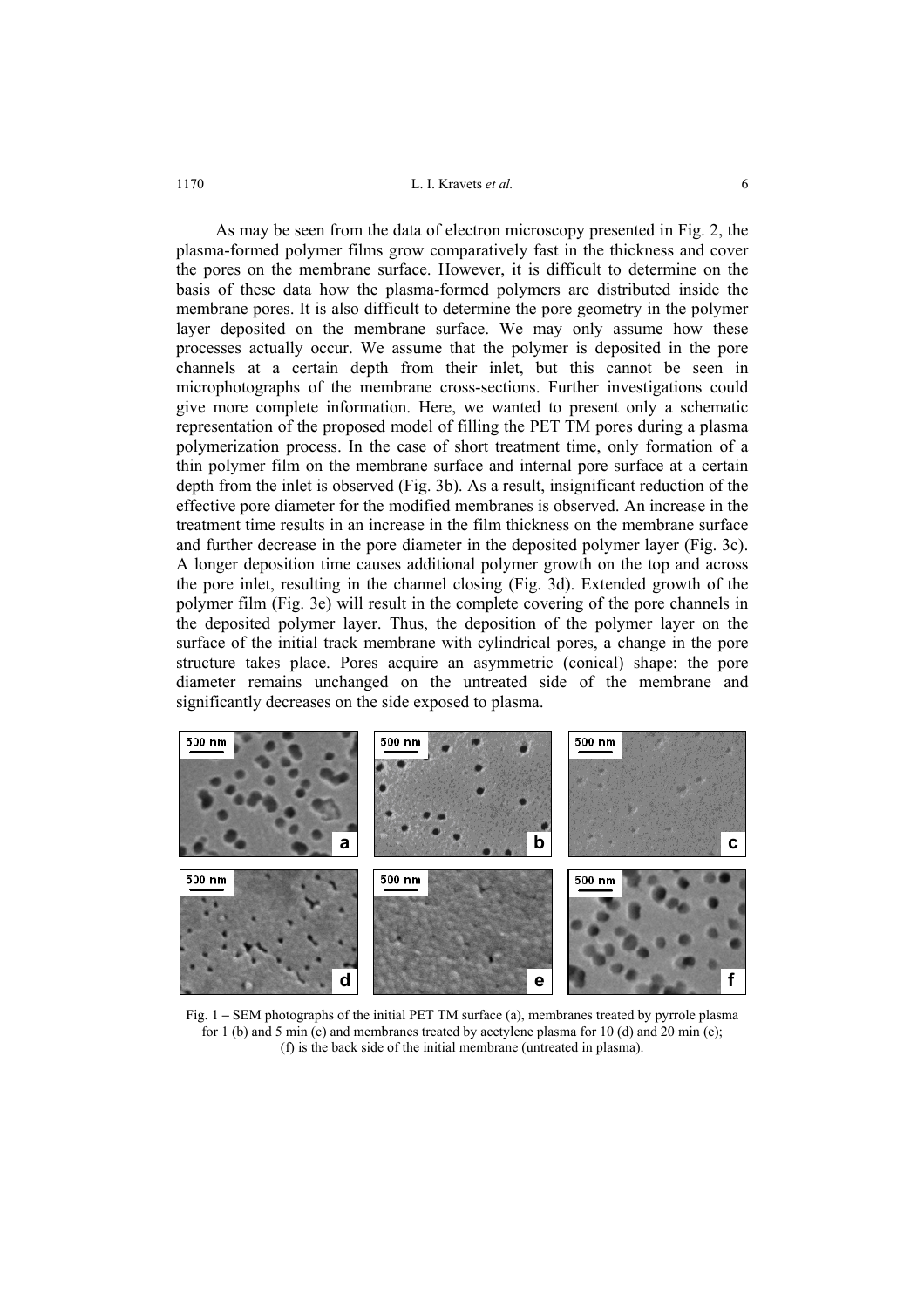As may be seen from the data of electron microscopy presented in Fig. 2, the plasma-formed polymer films grow comparatively fast in the thickness and cover the pores on the membrane surface. However, it is difficult to determine on the basis of these data how the plasma-formed polymers are distributed inside the membrane pores. It is also difficult to determine the pore geometry in the polymer layer deposited on the membrane surface. We may only assume how these processes actually occur. We assume that the polymer is deposited in the pore channels at a certain depth from their inlet, but this cannot be seen in microphotographs of the membrane cross-sections. Further investigations could give more complete information. Here, we wanted to present only a schematic representation of the proposed model of filling the PET TM pores during a plasma polymerization process. In the case of short treatment time, only formation of a thin polymer film on the membrane surface and internal pore surface at a certain depth from the inlet is observed (Fig. 3b). As a result, insignificant reduction of the effective pore diameter for the modified membranes is observed. An increase in the treatment time results in an increase in the film thickness on the membrane surface and further decrease in the pore diameter in the deposited polymer layer (Fig. 3c). A longer deposition time causes additional polymer growth on the top and across the pore inlet, resulting in the channel closing (Fig. 3d). Extended growth of the polymer film (Fig. 3e) will result in the complete covering of the pore channels in the deposited polymer layer. Thus, the deposition of the polymer layer on the surface of the initial track membrane with cylindrical pores, a change in the pore structure takes place. Pores acquire an asymmetric (conical) shape: the pore diameter remains unchanged on the untreated side of the membrane and significantly decreases on the side exposed to plasma.

Fig. 1 – SEM photographs of the initial PET TM surface (a), membranes treated by pyrrole plasma for 1 (b) and 5 min (c) and membranes treated by acetylene plasma for 10 (d) and 20 min (e); (f) is the back side of the initial membrane (untreated in plasma).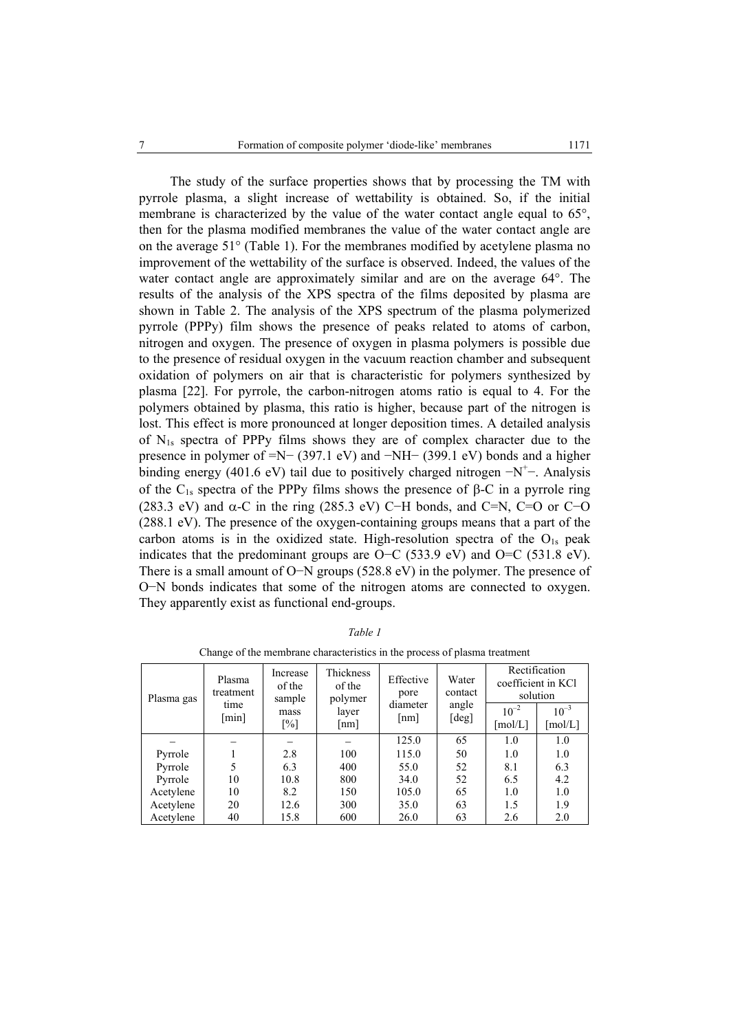The study of the surface properties shows that by processing the TM with pyrrole plasma, a slight increase of wettability is obtained. So, if the initial membrane is characterized by the value of the water contact angle equal to 65°, then for the plasma modified membranes the value of the water contact angle are on the average 51° (Table 1). For the membranes modified by acetylene plasma no improvement of the wettability of the surface is observed. Indeed, the values of the water contact angle are approximately similar and are on the average 64°. The results of the analysis of the XPS spectra of the films deposited by plasma are shown in Table 2. The analysis of the XPS spectrum of the plasma polymerized pyrrole (PPPy) film shows the presence of peaks related to atoms of carbon, nitrogen and oxygen. The presence of oxygen in plasma polymers is possible due to the presence of residual oxygen in the vacuum reaction chamber and subsequent oxidation of polymers on air that is characteristic for polymers synthesized by plasma [22]. For pyrrole, the carbon-nitrogen atoms ratio is equal to 4. For the polymers obtained by plasma, this ratio is higher, because part of the nitrogen is lost. This effect is more pronounced at longer deposition times. A detailed analysis of $N_{1s}$ spectra of PPPy films shows they are of complex character due to the presence in polymer of =N− (397.1 eV) and −NH− (399.1 eV) bonds and a higher binding energy (401.6 eV) tail due to positively charged nitrogen $-N^{+}-$. Analysis of the $C_{1s}$ spectra of the PPPy films shows the presence of β-C in a pyrrole ring (283.3 eV) and α-C in the ring (285.3 eV) C−H bonds, and C=N, C=O or C−O (288.1 eV). The presence of the oxygen-containing groups means that a part of the carbon atoms is in the oxidized state. High-resolution spectra of the $O_{1s}$ peak indicates that the predominant groups are O−C (533.9 eV) and O=C (531.8 eV). There is a small amount of O−N groups (528.8 eV) in the polymer. The presence of O−N bonds indicates that some of the nitrogen atoms are connected to oxygen. They apparently exist as functional end-groups.

*Table 1*

Change of the membrane characteristics in the process of plasma treatment

| Plasma gas | Plasma treatment time [min] | Increase of the sample mass [%] | Thickness of the polymer layer [nm] | Effective pore diameter [nm] | Water contact angle [deg] | Rectification coefficient in KCl solution | |
|---|---|---|---|---|---|---|---|
| | | | | | | $10^{-2}$ [mol/L] | $10^{-3}$ [mol/L] |
| – | – | – | – | 125.0 | 65 | 1.0 | 1.0 |
| Pyrrole | 1 | 2.8 | 100 | 115.0 | 50 | 1.0 | 1.0 |
| Pyrrole | 5 | 6.3 | 400 | 55.0 | 52 | 8.1 | 6.3 |
| Pyrrole | 10 | 10.8 | 800 | 34.0 | 52 | 6.5 | 4.2 |
| Acetylene | 10 | 8.2 | 150 | 105.0 | 65 | 1.0 | 1.0 |
| Acetylene | 20 | 12.6 | 300 | 35.0 | 63 | 1.5 | 1.9 |
| Acetylene | 40 | 15.8 | 600 | 26.0 | 63 | 2.6 | 2.0 |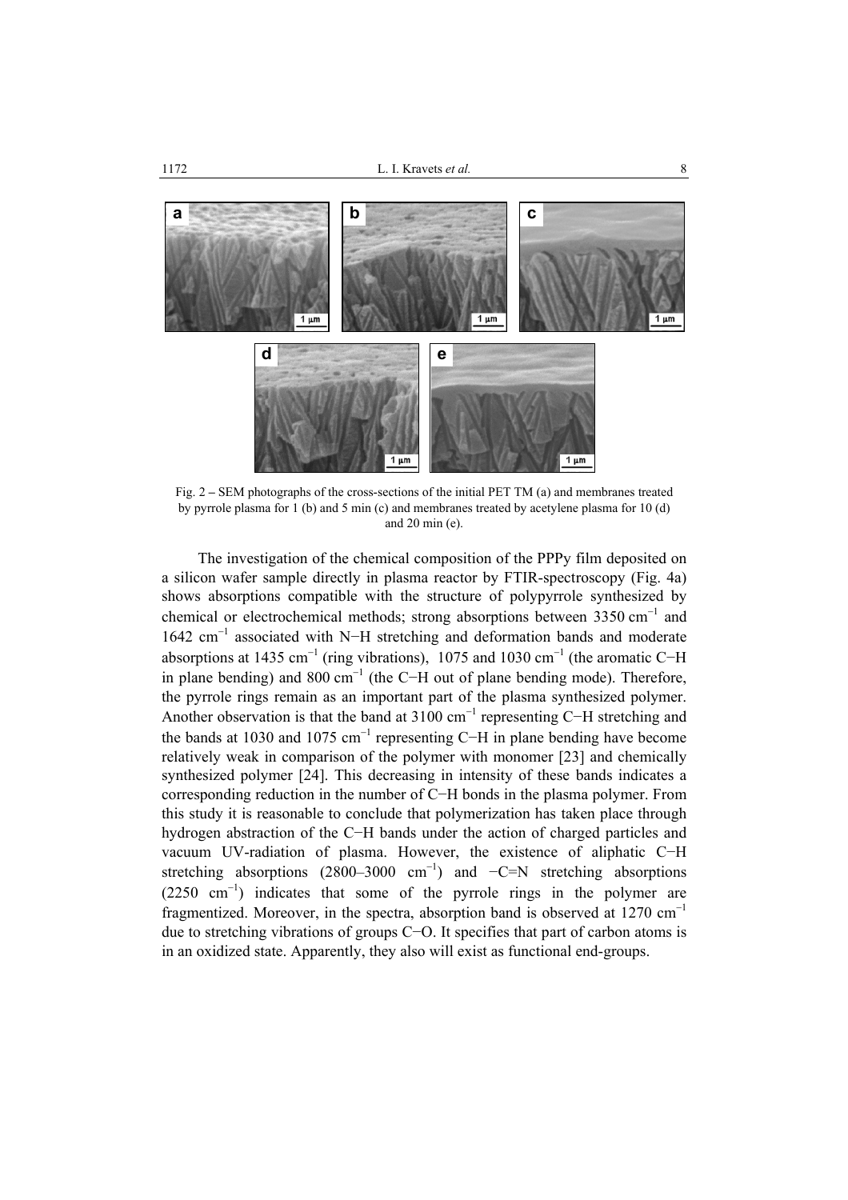Fig. 2 – SEM photographs of the cross-sections of the initial PET TM (a) and membranes treated by pyrrole plasma for 1 (b) and 5 min (c) and membranes treated by acetylene plasma for 10 (d) and 20 min (e).

The investigation of the chemical composition of the PPPy film deposited on a silicon wafer sample directly in plasma reactor by FTIR-spectroscopy (Fig. 4a) shows absorptions compatible with the structure of polypyrrole synthesized by chemical or electrochemical methods; strong absorptions between 3350 cm$^{-1}$ and 1642 cm$^{-1}$ associated with N−H stretching and deformation bands and moderate absorptions at 1435 cm$^{-1}$ (ring vibrations), 1075 and 1030 cm$^{-1}$ (the aromatic C−H in plane bending) and 800 cm$^{-1}$ (the C−H out of plane bending mode). Therefore, the pyrrole rings remain as an important part of the plasma synthesized polymer. Another observation is that the band at 3100 cm$^{-1}$ representing C−H stretching and the bands at 1030 and 1075 cm$^{-1}$ representing C−H in plane bending have become relatively weak in comparison of the polymer with monomer [23] and chemically synthesized polymer [24]. This decreasing in intensity of these bands indicates a corresponding reduction in the number of C−H bonds in the plasma polymer. From this study it is reasonable to conclude that polymerization has taken place through hydrogen abstraction of the C−H bands under the action of charged particles and vacuum UV-radiation of plasma. However, the existence of aliphatic C−H stretching absorptions (2800–3000 cm$^{-1}$) and −C=N stretching absorptions (2250 cm$^{-1}$) indicates that some of the pyrrole rings in the polymer are fragmentized. Moreover, in the spectra, absorption band is observed at 1270 cm$^{-1}$ due to stretching vibrations of groups C−O. It specifies that part of carbon atoms is in an oxidized state. Apparently, they also will exist as functional end-groups.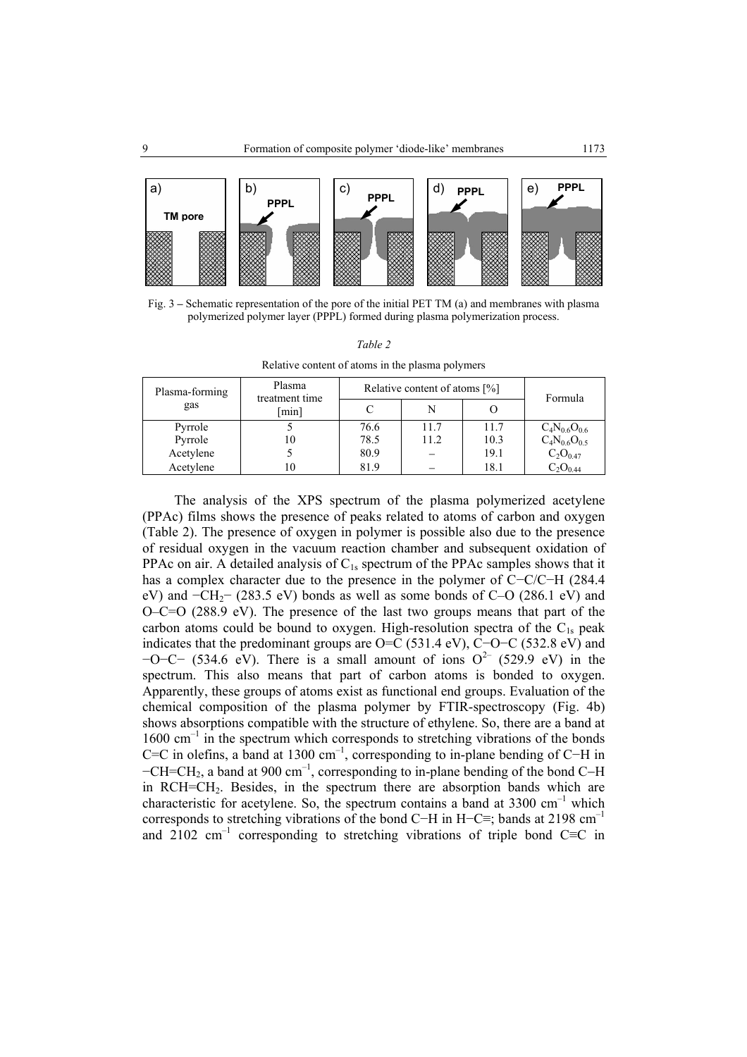Fig. 3 – Schematic representation of the pore of the initial PET TM (a) and membranes with plasma polymerized polymer layer (PPPL) formed during plasma polymerization process.

*Table 2*

Relative content of atoms in the plasma polymers

| Plasma-forming gas | Plasma treatment time [min] | Relative content of atoms [%] | | | Formula |
|---|---|---|---|---|---|
| | | C | N | O | |
| Pyrrole | 5 | 76.6 | 11.7 | 11.7 | $C_4N_{0.6}O_{0.6}$ |
| Pyrrole | 10 | 78.5 | 11.2 | 10.3 | $C_4N_{0.6}O_{0.5}$ |
| Acetylene | 5 | 80.9 | – | 19.1 | $C_2O_{0.47}$ |
| Acetylene | 10 | 81.9 | – | 18.1 | $C_2O_{0.44}$ |

The analysis of the XPS spectrum of the plasma polymerized acetylene (PPAc) films shows the presence of peaks related to atoms of carbon and oxygen (Table 2). The presence of oxygen in polymer is possible also due to the presence of residual oxygen in the vacuum reaction chamber and subsequent oxidation of PPAc on air. A detailed analysis of $C_{1s}$ spectrum of the PPAc samples shows that it has a complex character due to the presence in the polymer of C−C/C−H (284.4 eV) and $-CH_2-$ (283.5 eV) bonds as well as some bonds of C–O (286.1 eV) and O–C=O (288.9 eV). The presence of the last two groups means that part of the carbon atoms could be bound to oxygen. High-resolution spectra of the $C_{1s}$ peak indicates that the predominant groups are O=C (531.4 eV), C−O−C (532.8 eV) and −O−C− (534.6 eV). There is a small amount of ions $O^{2-}$ (529.9 eV) in the spectrum. This also means that part of carbon atoms is bonded to oxygen. Apparently, these groups of atoms exist as functional end groups. Evaluation of the chemical composition of the plasma polymer by FTIR-spectroscopy (Fig. 4b) shows absorptions compatible with the structure of ethylene. So, there are a band at 1600 $cm^{-1}$ in the spectrum which corresponds to stretching vibrations of the bonds C=C in olefins, a band at 1300 $cm^{-1}$, corresponding to in-plane bending of C−H in $-CH=CH_2$, a band at 900 $cm^{-1}$, corresponding to in-plane bending of the bond C−H in $RCH=CH_2$. Besides, in the spectrum there are absorption bands which are characteristic for acetylene. So, the spectrum contains a band at 3300 $cm^{-1}$ which corresponds to stretching vibrations of the bond C−H in H−C≡; bands at 2198 $cm^{-1}$ and 2102 $cm^{-1}$ corresponding to stretching vibrations of triple bond C≡C in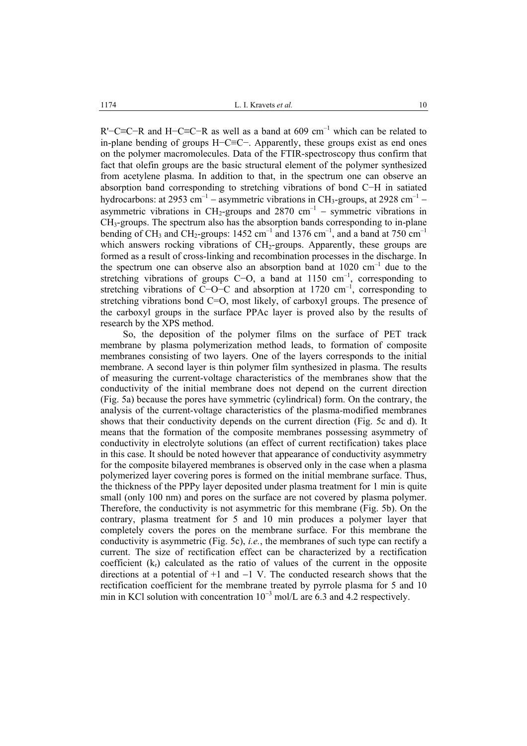R'−C≡C−R and H−C≡C−R as well as a band at 609 $cm^{-1}$ which can be related to in-plane bending of groups H−C≡C−. Apparently, these groups exist as end ones on the polymer macromolecules. Data of the FTIR-spectroscopy thus confirm that fact that olefin groups are the basic structural element of the polymer synthesized from acetylene plasma. In addition to that, in the spectrum one can observe an absorption band corresponding to stretching vibrations of bond C−H in satiated hydrocarbons: at 2953 $cm^{-1}$ – asymmetric vibrations in $CH_3$-groups, at 2928 $cm^{-1}$ – asymmetric vibrations in $CH_2$-groups and 2870 $cm^{-1}$ – symmetric vibrations in $CH_3$-groups. The spectrum also has the absorption bands corresponding to in-plane bending of $CH_3$ and $CH_2$-groups: 1452 $cm^{-1}$ and 1376 $cm^{-1}$, and a band at 750 $cm^{-1}$ which answers rocking vibrations of $CH_2$-groups. Apparently, these groups are formed as a result of cross-linking and recombination processes in the discharge. In the spectrum one can observe also an absorption band at 1020 $cm^{-1}$ due to the stretching vibrations of groups C−O, a band at 1150 $cm^{-1}$, corresponding to stretching vibrations of C−O−C and absorption at 1720 $cm^{-1}$, corresponding to stretching vibrations bond C=O, most likely, of carboxyl groups. The presence of the carboxyl groups in the surface PPAc layer is proved also by the results of research by the XPS method.

So, the deposition of the polymer films on the surface of PET track membrane by plasma polymerization method leads, to formation of composite membranes consisting of two layers. One of the layers corresponds to the initial membrane. A second layer is thin polymer film synthesized in plasma. The results of measuring the current-voltage characteristics of the membranes show that the conductivity of the initial membrane does not depend on the current direction (Fig. 5a) because the pores have symmetric (cylindrical) form. On the contrary, the analysis of the current-voltage characteristics of the plasma-modified membranes shows that their conductivity depends on the current direction (Fig. 5c and d). It means that the formation of the composite membranes possessing asymmetry of conductivity in electrolyte solutions (an effect of current rectification) takes place in this case. It should be noted however that appearance of conductivity asymmetry for the composite bilayered membranes is observed only in the case when a plasma polymerized layer covering pores is formed on the initial membrane surface. Thus, the thickness of the PPPy layer deposited under plasma treatment for 1 min is quite small (only 100 nm) and pores on the surface are not covered by plasma polymer. Therefore, the conductivity is not asymmetric for this membrane (Fig. 5b). On the contrary, plasma treatment for 5 and 10 min produces a polymer layer that completely covers the pores on the membrane surface. For this membrane the conductivity is asymmetric (Fig. 5c), *i.e.*, the membranes of such type can rectify a current. The size of rectification effect can be characterized by a rectification coefficient ($k_r$) calculated as the ratio of values of the current in the opposite directions at a potential of +1 and −1 V. The conducted research shows that the rectification coefficient for the membrane treated by pyrrole plasma for 5 and 10 min in KCl solution with concentration $10^{-3}$ mol/L are 6.3 and 4.2 respectively.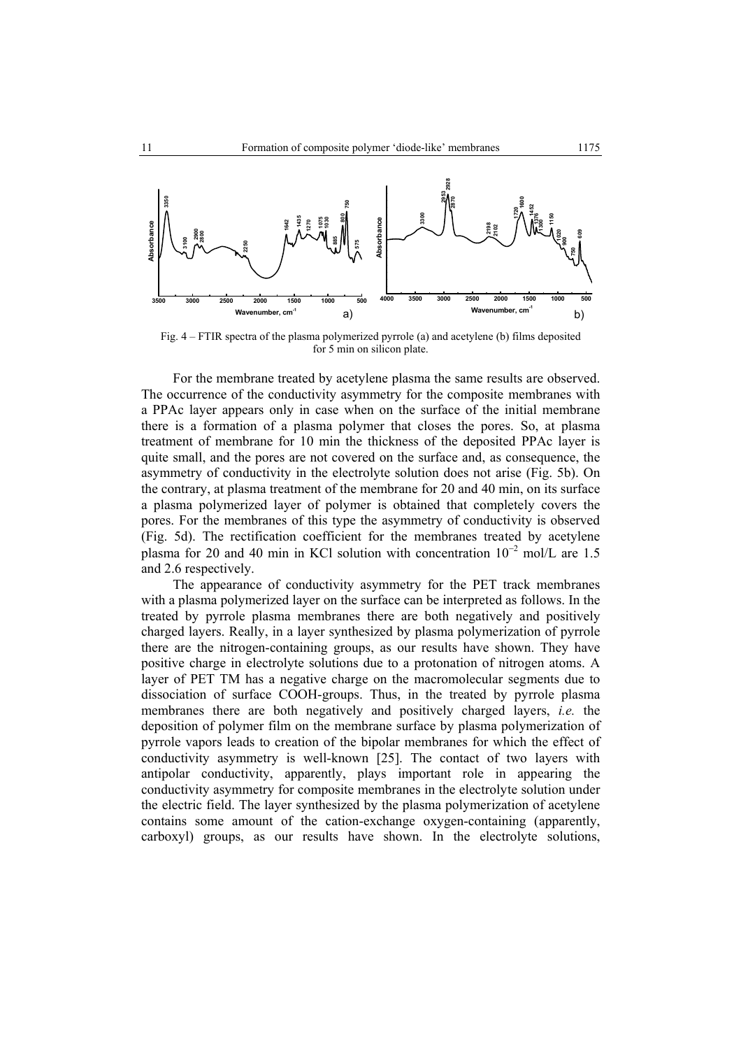Fig. 4 – FTIR spectra of the plasma polymerized pyrrole (a) and acetylene (b) films deposited for 5 min on silicon plate.

For the membrane treated by acetylene plasma the same results are observed. The occurrence of the conductivity asymmetry for the composite membranes with a PPAc layer appears only in case when on the surface of the initial membrane there is a formation of a plasma polymer that closes the pores. So, at plasma treatment of membrane for 10 min the thickness of the deposited PPAc layer is quite small, and the pores are not covered on the surface and, as consequence, the asymmetry of conductivity in the electrolyte solution does not arise (Fig. 5b). On the contrary, at plasma treatment of the membrane for 20 and 40 min, on its surface a plasma polymerized layer of polymer is obtained that completely covers the pores. For the membranes of this type the asymmetry of conductivity is observed (Fig. 5d). The rectification coefficient for the membranes treated by acetylene plasma for 20 and 40 min in KCl solution with concentration $10^{-2}$ mol/L are 1.5 and 2.6 respectively.

The appearance of conductivity asymmetry for the PET track membranes with a plasma polymerized layer on the surface can be interpreted as follows. In the treated by pyrrole plasma membranes there are both negatively and positively charged layers. Really, in a layer synthesized by plasma polymerization of pyrrole there are the nitrogen-containing groups, as our results have shown. They have positive charge in electrolyte solutions due to a protonation of nitrogen atoms. A layer of PET TM has a negative charge on the macromolecular segments due to dissociation of surface COOH-groups. Thus, in the treated by pyrrole plasma membranes there are both negatively and positively charged layers, *i.e.* the deposition of polymer film on the membrane surface by plasma polymerization of pyrrole vapors leads to creation of the bipolar membranes for which the effect of conductivity asymmetry is well-known [25]. The contact of two layers with antipolar conductivity, apparently, plays important role in appearing the conductivity asymmetry for composite membranes in the electrolyte solution under the electric field. The layer synthesized by the plasma polymerization of acetylene contains some amount of the cation-exchange oxygen-containing (apparently, carboxyl) groups, as our results have shown. In the electrolyte solutions,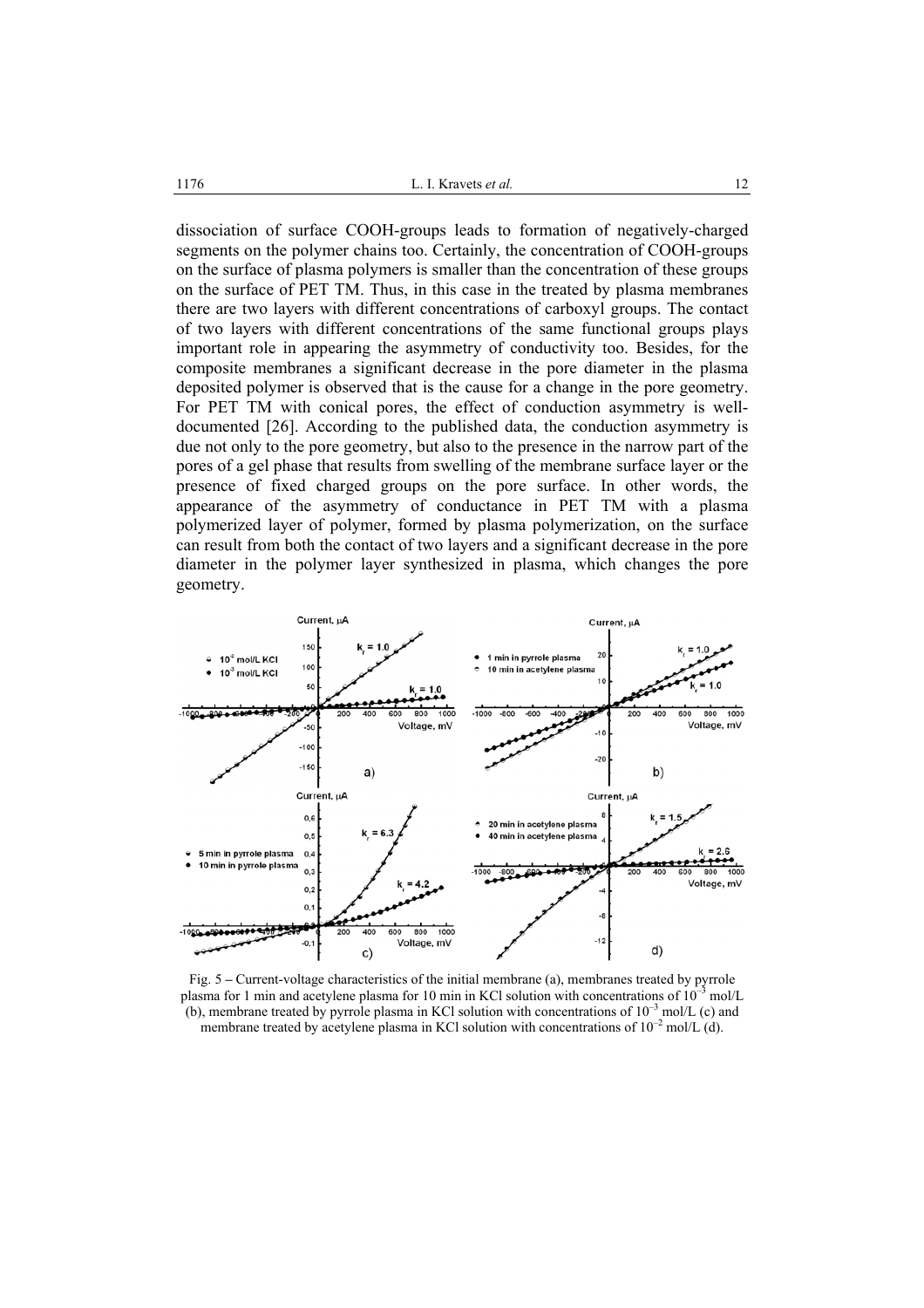dissociation of surface COOH-groups leads to formation of negatively-charged segments on the polymer chains too. Certainly, the concentration of COOH-groups on the surface of plasma polymers is smaller than the concentration of these groups on the surface of PET TM. Thus, in this case in the treated by plasma membranes there are two layers with different concentrations of carboxyl groups. The contact of two layers with different concentrations of the same functional groups plays important role in appearing the asymmetry of conductivity too. Besides, for the composite membranes a significant decrease in the pore diameter in the plasma deposited polymer is observed that is the cause for a change in the pore geometry. For PET TM with conical pores, the effect of conduction asymmetry is well-documented [26]. According to the published data, the conduction asymmetry is due not only to the pore geometry, but also to the presence in the narrow part of the pores of a gel phase that results from swelling of the membrane surface layer or the presence of fixed charged groups on the pore surface. In other words, the appearance of the asymmetry of conductance in PET TM with a plasma polymerized layer of polymer, formed by plasma polymerization, on the surface can result from both the contact of two layers and a significant decrease in the pore diameter in the polymer layer synthesized in plasma, which changes the pore geometry.

Fig. 5 – Current-voltage characteristics of the initial membrane (a), membranes treated by pyrrole plasma for 1 min and acetylene plasma for 10 min in KCl solution with concentrations of $10^{-3}$ mol/L (b), membrane treated by pyrrole plasma in KCl solution with concentrations of $10^{-3}$ mol/L (c) and membrane treated by acetylene plasma in KCl solution with concentrations of $10^{-2}$ mol/L (d).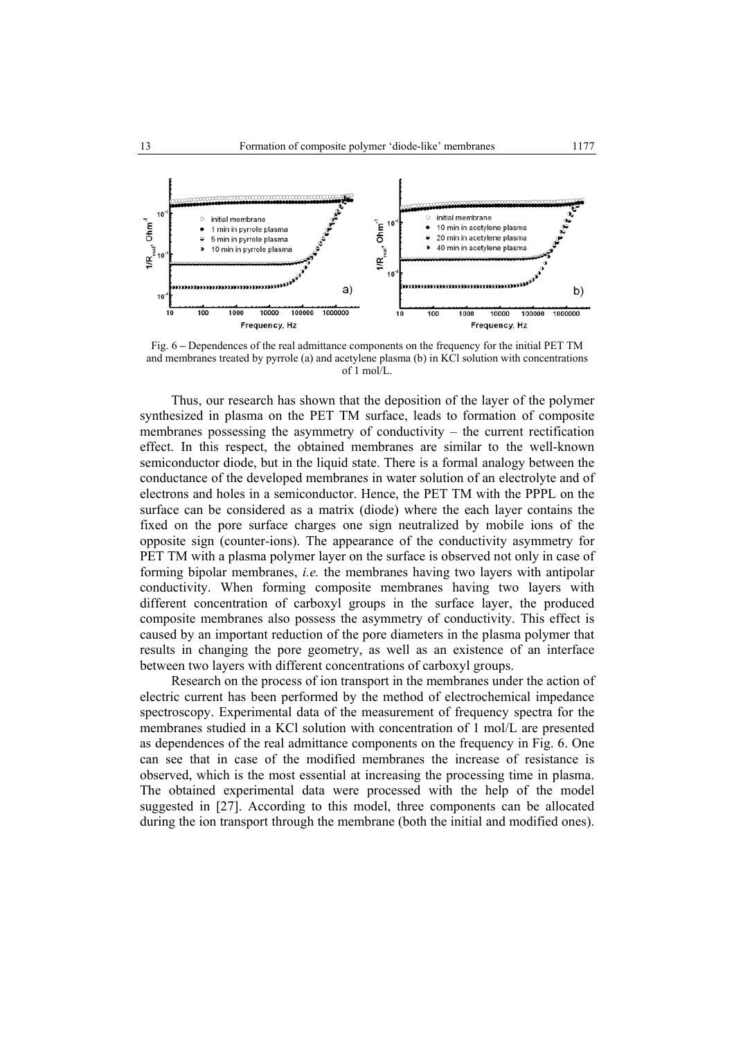Fig. 6 – Dependences of the real admittance components on the frequency for the initial PET TM and membranes treated by pyrrole (a) and acetylene plasma (b) in KCl solution with concentrations of 1 mol/L.

Thus, our research has shown that the deposition of the layer of the polymer synthesized in plasma on the PET TM surface, leads to formation of composite membranes possessing the asymmetry of conductivity – the current rectification effect. In this respect, the obtained membranes are similar to the well-known semiconductor diode, but in the liquid state. There is a formal analogy between the conductance of the developed membranes in water solution of an electrolyte and of electrons and holes in a semiconductor. Hence, the PET TM with the PPPL on the surface can be considered as a matrix (diode) where the each layer contains the fixed on the pore surface charges one sign neutralized by mobile ions of the opposite sign (counter-ions). The appearance of the conductivity asymmetry for PET TM with a plasma polymer layer on the surface is observed not only in case of forming bipolar membranes, *i.e.* the membranes having two layers with antipolar conductivity. When forming composite membranes having two layers with different concentration of carboxyl groups in the surface layer, the produced composite membranes also possess the asymmetry of conductivity. This effect is caused by an important reduction of the pore diameters in the plasma polymer that results in changing the pore geometry, as well as an existence of an interface between two layers with different concentrations of carboxyl groups.

Research on the process of ion transport in the membranes under the action of electric current has been performed by the method of electrochemical impedance spectroscopy. Experimental data of the measurement of frequency spectra for the membranes studied in a KCl solution with concentration of 1 mol/L are presented as dependences of the real admittance components on the frequency in Fig. 6. One can see that in case of the modified membranes the increase of resistance is observed, which is the most essential at increasing the processing time in plasma. The obtained experimental data were processed with the help of the model suggested in [27]. According to this model, three components can be allocated during the ion transport through the membrane (both the initial and modified ones).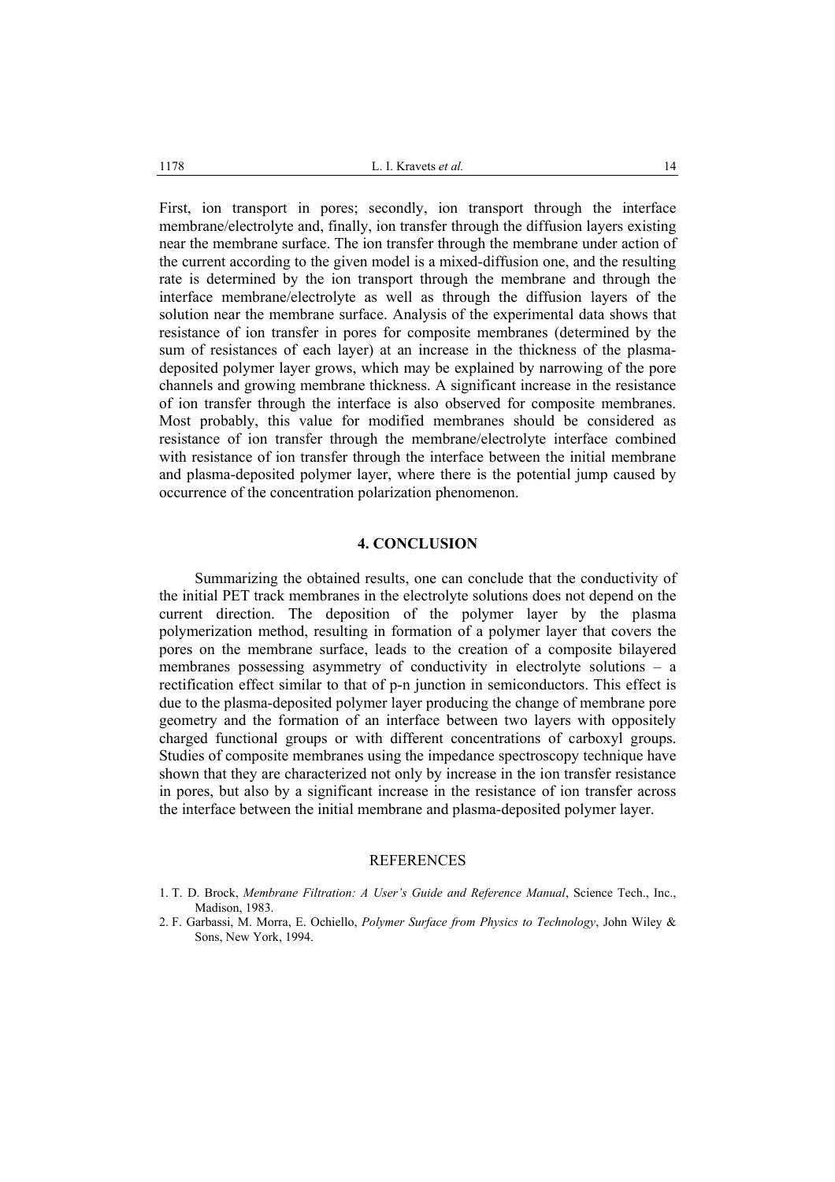First, ion transport in pores; secondly, ion transport through the interface membrane/electrolyte and, finally, ion transfer through the diffusion layers existing near the membrane surface. The ion transfer through the membrane under action of the current according to the given model is a mixed-diffusion one, and the resulting rate is determined by the ion transport through the membrane and through the interface membrane/electrolyte as well as through the diffusion layers of the solution near the membrane surface. Analysis of the experimental data shows that resistance of ion transfer in pores for composite membranes (determined by the sum of resistances of each layer) at an increase in the thickness of the plasma-deposited polymer layer grows, which may be explained by narrowing of the pore channels and growing membrane thickness. A significant increase in the resistance of ion transfer through the interface is also observed for composite membranes. Most probably, this value for modified membranes should be considered as resistance of ion transfer through the membrane/electrolyte interface combined with resistance of ion transfer through the interface between the initial membrane and plasma-deposited polymer layer, where there is the potential jump caused by occurrence of the concentration polarization phenomenon.

## 4. CONCLUSION

Summarizing the obtained results, one can conclude that the conductivity of the initial PET track membranes in the electrolyte solutions does not depend on the current direction. The deposition of the polymer layer by the plasma polymerization method, resulting in formation of a polymer layer that covers the pores on the membrane surface, leads to the creation of a composite bilayered membranes possessing asymmetry of conductivity in electrolyte solutions – a rectification effect similar to that of p-n junction in semiconductors. This effect is due to the plasma-deposited polymer layer producing the change of membrane pore geometry and the formation of an interface between two layers with oppositely charged functional groups or with different concentrations of carboxyl groups. Studies of composite membranes using the impedance spectroscopy technique have shown that they are characterized not only by increase in the ion transfer resistance in pores, but also by a significant increase in the resistance of ion transfer across the interface between the initial membrane and plasma-deposited polymer layer.

## REFERENCES

1. T. D. Brock, *Membrane Filtration: A User's Guide and Reference Manual*, Science Tech., Inc., Madison, 1983.
2. F. Garbassi, M. Morra, E. Ochiello, *Polymer Surface from Physics to Technology*, John Wiley & Sons, New York, 1994.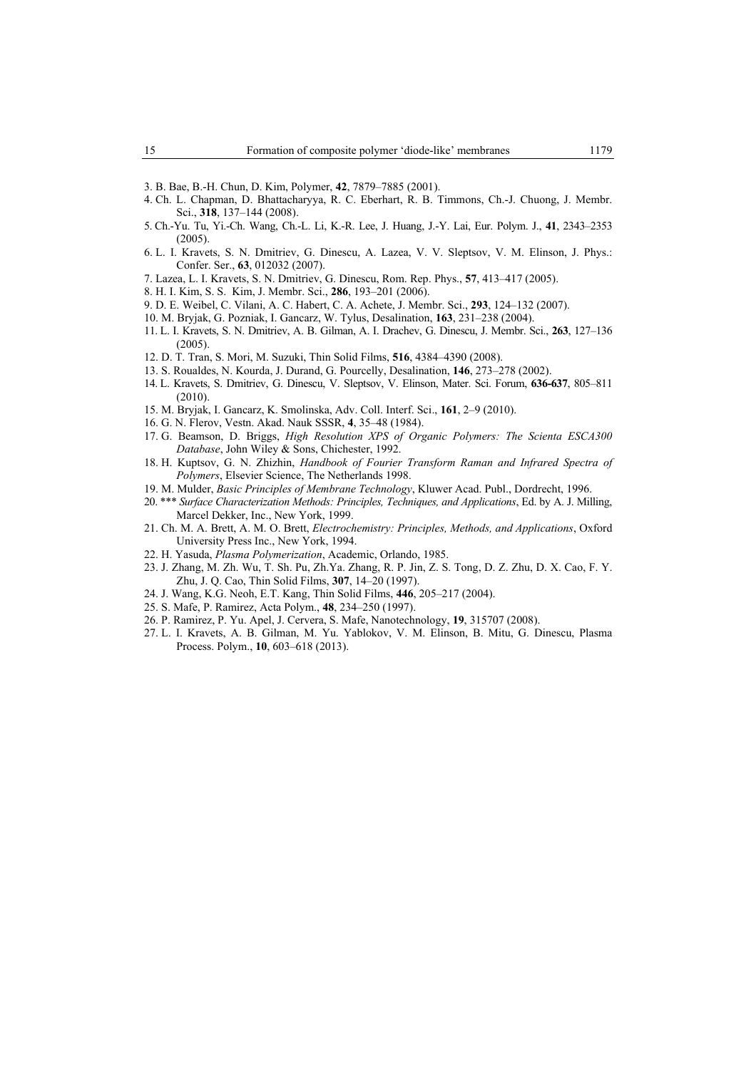3. B. Bae, B.-H. Chun, D. Kim, Polymer, **42**, 7879–7885 (2001).
4. Ch. L. Chapman, D. Bhattacharyya, R. C. Eberhart, R. B. Timmons, Ch.-J. Chuong, J. Membr. Sci., **318**, 137–144 (2008).
5. Ch.-Yu. Tu, Yi.-Ch. Wang, Ch.-L. Li, K.-R. Lee, J. Huang, J.-Y. Lai, Eur. Polym. J., **41**, 2343–2353 (2005).
6. L. I. Kravets, S. N. Dmitriev, G. Dinescu, A. Lazea, V. V. Sleptsov, V. M. Elinson, J. Phys.: Confer. Ser., **63**, 012032 (2007).
7. Lazea, L. I. Kravets, S. N. Dmitriev, G. Dinescu, Rom. Rep. Phys., **57**, 413–417 (2005).
8. H. I. Kim, S. S. Kim, J. Membr. Sci., **286**, 193–201 (2006).
9. D. E. Weibel, C. Vilani, A. C. Habert, C. A. Achete, J. Membr. Sci., **293**, 124–132 (2007).
10. M. Bryjak, G. Pozniak, I. Gancarz, W. Tylus, Desalination, **163**, 231–238 (2004).
11. L. I. Kravets, S. N. Dmitriev, A. B. Gilman, A. I. Drachev, G. Dinescu, J. Membr. Sci., **263**, 127–136 (2005).
12. D. T. Tran, S. Mori, M. Suzuki, Thin Solid Films, **516**, 4384–4390 (2008).
13. S. Roualdes, N. Kourda, J. Durand, G. Pourcelly, Desalination, **146**, 273–278 (2002).
14. L. Kravets, S. Dmitriev, G. Dinescu, V. Sleptsov, V. Elinson, Mater. Sci. Forum, **636-637**, 805–811 (2010).
15. M. Bryjak, I. Gancarz, K. Smolinska, Adv. Coll. Interf. Sci., **161**, 2–9 (2010).
16. G. N. Flerov, Vestn. Akad. Nauk SSSR, **4**, 35–48 (1984).
17. G. Beamson, D. Briggs, *High Resolution XPS of Organic Polymers: The Scienta ESCA300 Database*, John Wiley & Sons, Chichester, 1992.
18. H. Kuptsov, G. N. Zhizhin, *Handbook of Fourier Transform Raman and Infrared Spectra of Polymers*, Elsevier Science, The Netherlands 1998.
19. M. Mulder, *Basic Principles of Membrane Technology*, Kluwer Acad. Publ., Dordrecht, 1996.
20. *** *Surface Characterization Methods: Principles, Techniques, and Applications*, Ed. by A. J. Milling, Marcel Dekker, Inc., New York, 1999.
21. Ch. M. A. Brett, A. M. O. Brett, *Electrochemistry: Principles, Methods, and Applications*, Oxford University Press Inc., New York, 1994.
22. H. Yasuda, *Plasma Polymerization*, Academic, Orlando, 1985.
23. J. Zhang, M. Zh. Wu, T. Sh. Pu, Zh.Ya. Zhang, R. P. Jin, Z. S. Tong, D. Z. Zhu, D. X. Cao, F. Y. Zhu, J. Q. Cao, Thin Solid Films, **307**, 14–20 (1997).
24. J. Wang, K.G. Neoh, E.T. Kang, Thin Solid Films, **446**, 205–217 (2004).
25. S. Mafe, P. Ramirez, Acta Polym., **48**, 234–250 (1997).
26. P. Ramirez, P. Yu. Apel, J. Cervera, S. Mafe, Nanotechnology, **19**, 315707 (2008).
27. L. I. Kravets, A. B. Gilman, M. Yu. Yablokov, V. M. Elinson, B. Mitu, G. Dinescu, Plasma Process. Polym., **10**, 603–618 (2013).